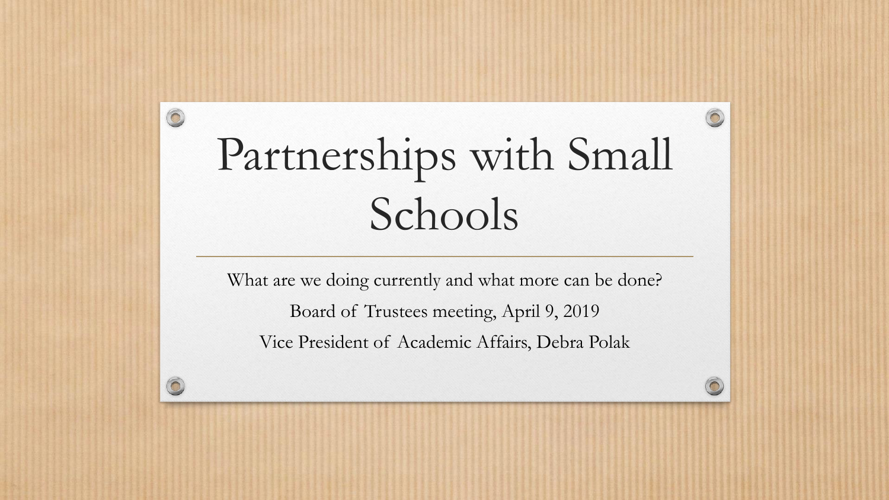# Partnerships with Small Schools

What are we doing currently and what more can be done?

Board of Trustees meeting, April 9, 2019

Vice President of Academic Affairs, Debra Polak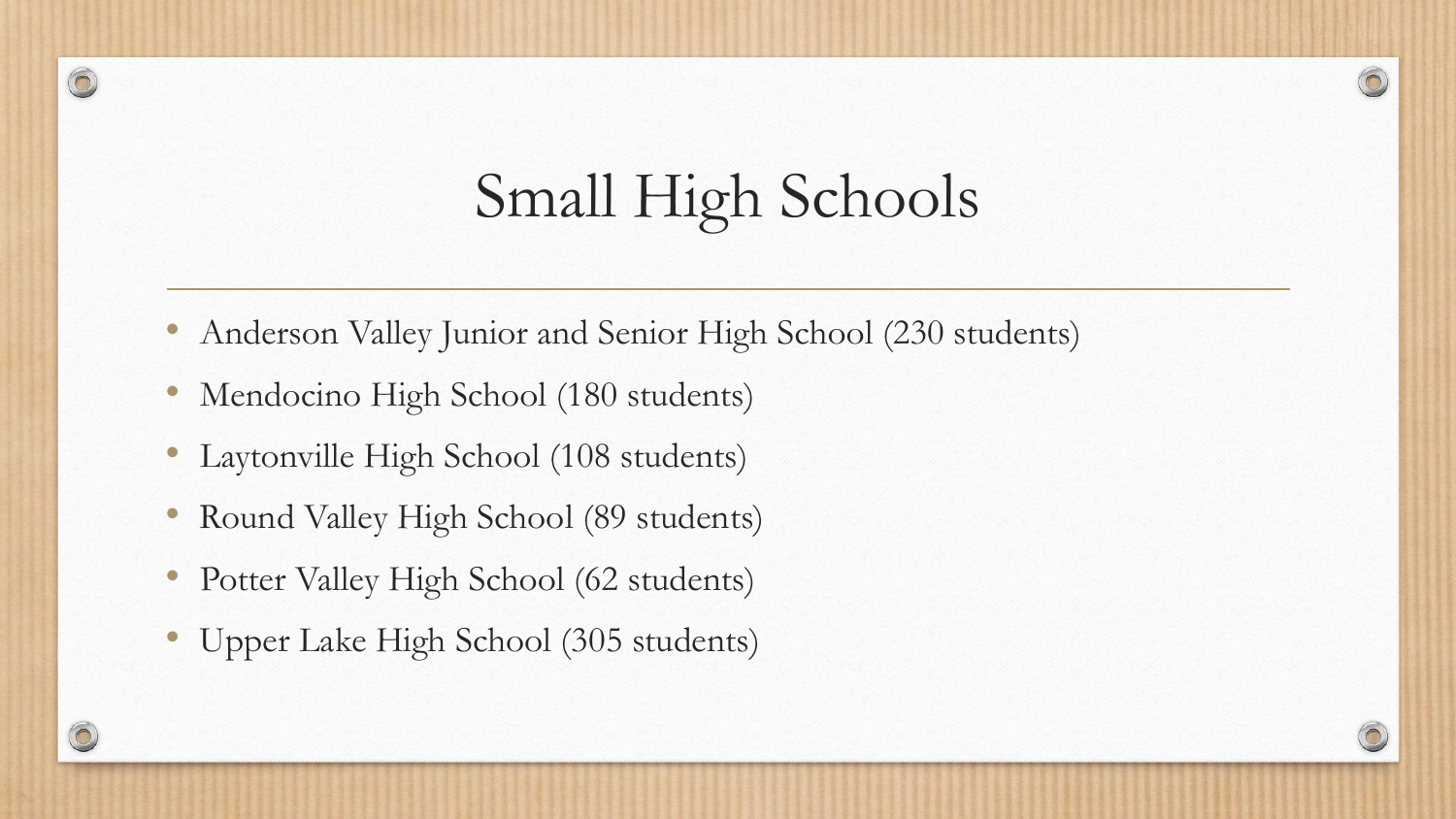# Small High Schools

- Anderson Valley Junior and Senior High School (230 students)
- Mendocino High School (180 students)
- Laytonville High School (108 students)
- Round Valley High School (89 students)
- Potter Valley High School (62 students)
- Upper Lake High School (305 students)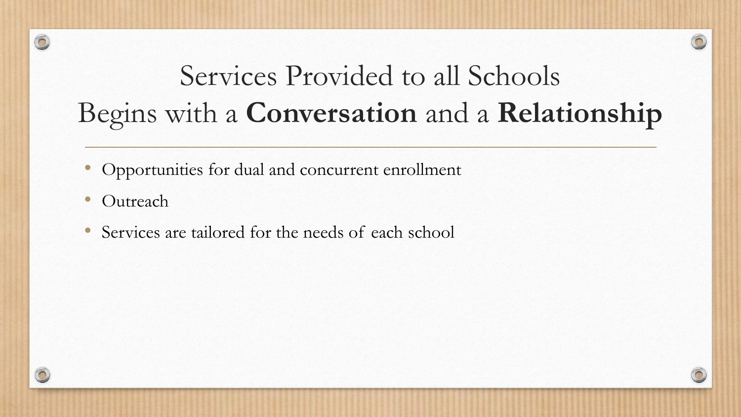# Services Provided to all Schools
# Begins with a **Conversation** and a **Relationship**

- Opportunities for dual and concurrent enrollment
- Outreach
- Services are tailored for the needs of each school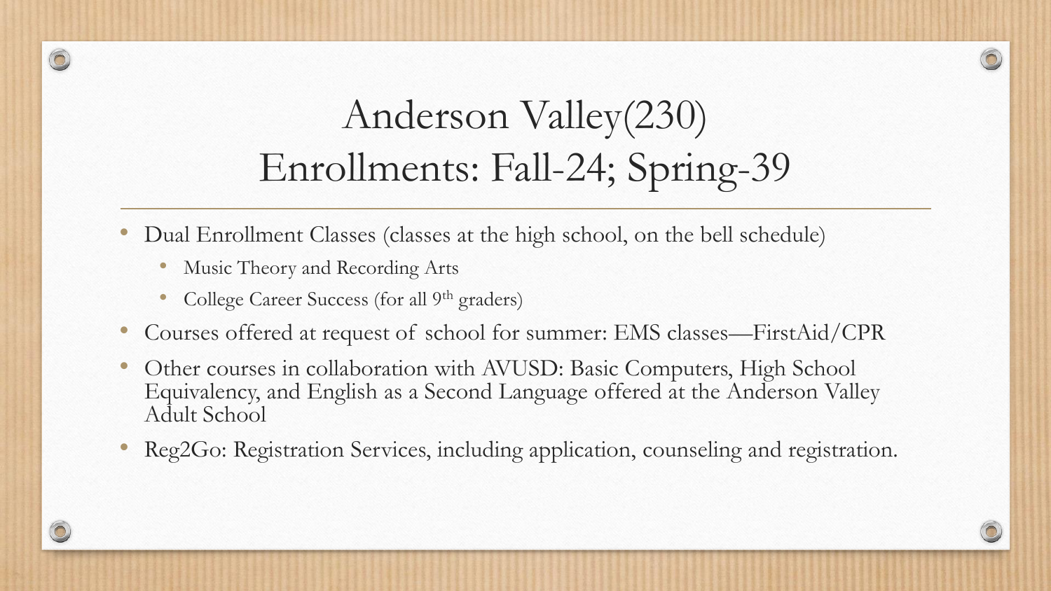# Anderson Valley(230)
# Enrollments: Fall-24; Spring-39

- Dual Enrollment Classes (classes at the high school, on the bell schedule)
  - Music Theory and Recording Arts
  - College Career Success (for all 9th graders)
- Courses offered at request of school for summer: EMS classes—FirstAid/CPR
- Other courses in collaboration with AVUSD: Basic Computers, High School Equivalency, and English as a Second Language offered at the Anderson Valley Adult School
- Reg2Go: Registration Services, including application, counseling and registration.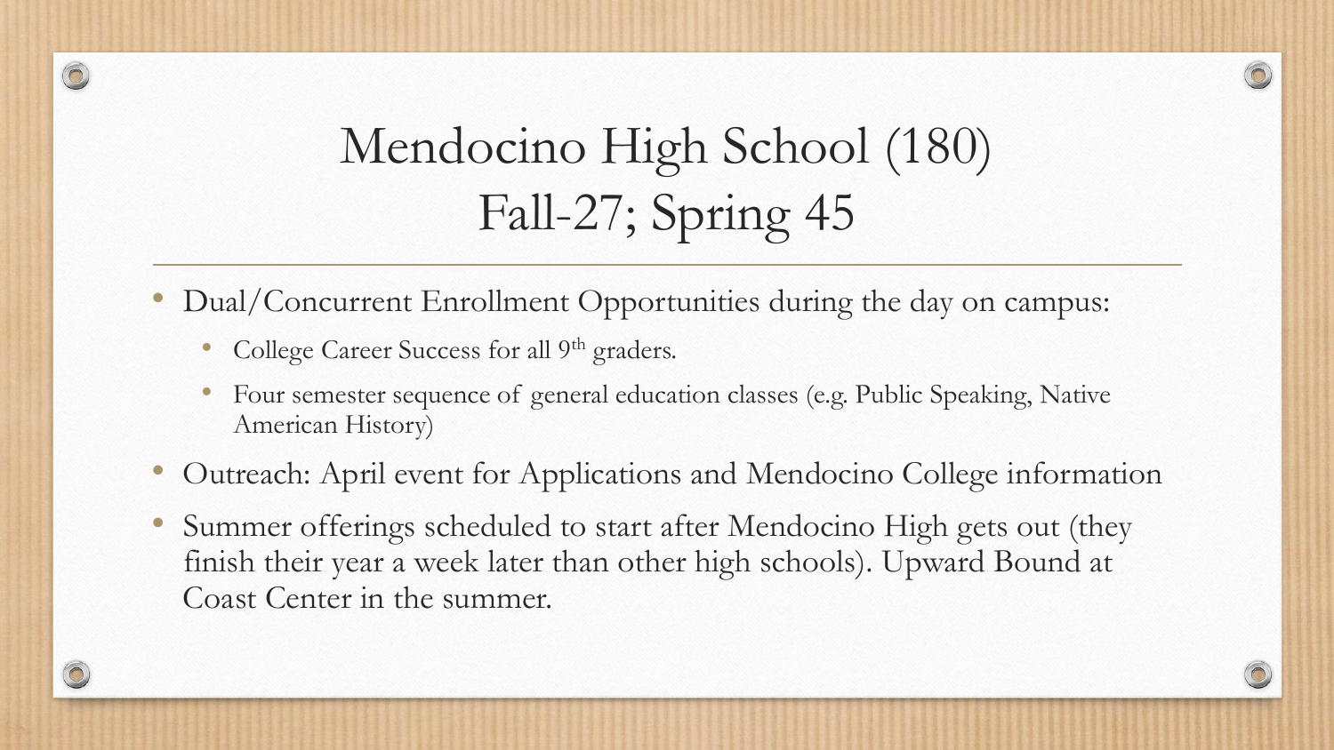# Mendocino High School (180)
# Fall-27; Spring 45

- Dual/Concurrent Enrollment Opportunities during the day on campus:
    - College Career Success for all 9th graders.
    - Four semester sequence of general education classes (e.g. Public Speaking, Native American History)
- Outreach: April event for Applications and Mendocino College information
- Summer offerings scheduled to start after Mendocino High gets out (they finish their year a week later than other high schools). Upward Bound at Coast Center in the summer.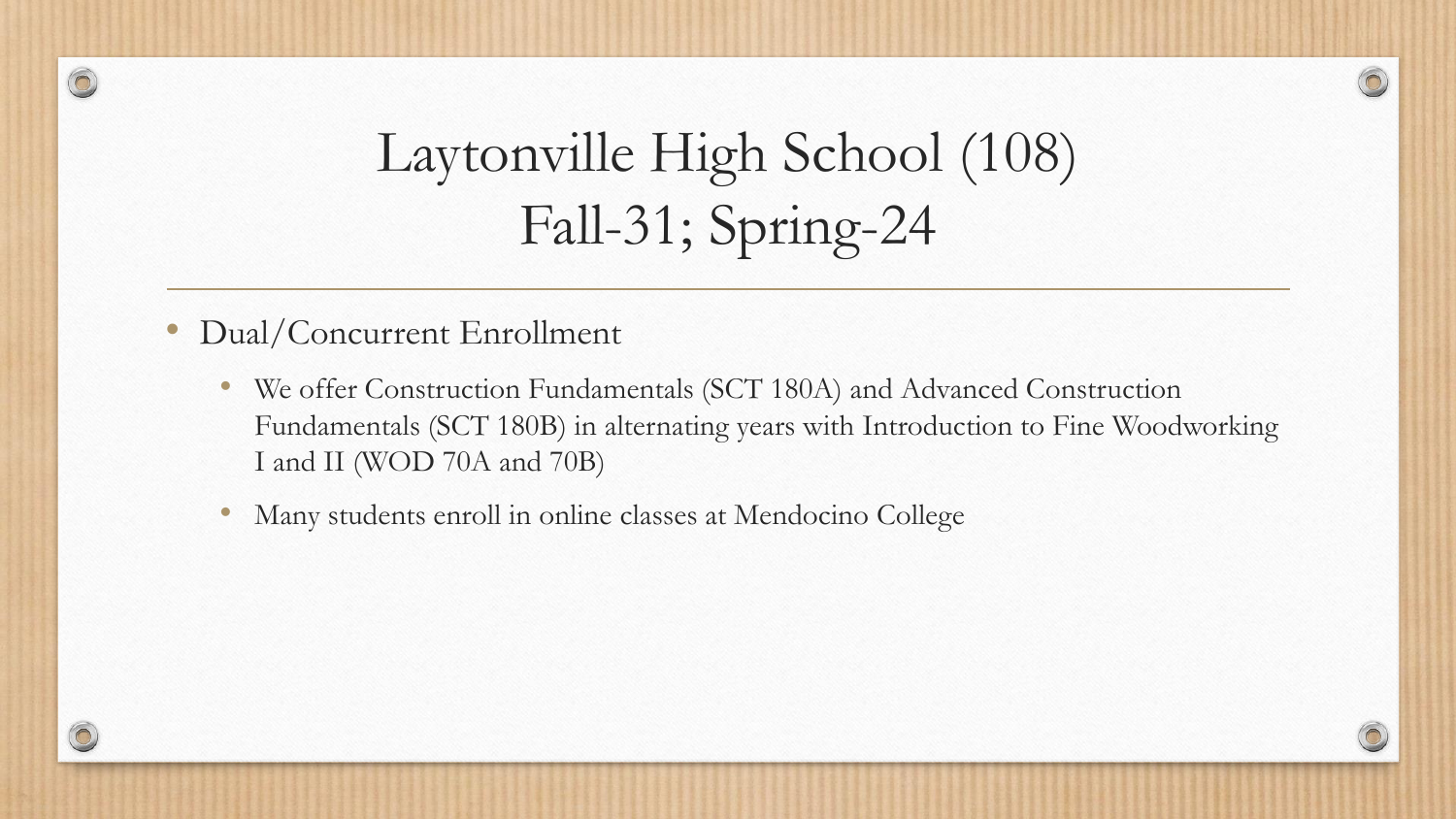# Laytonville High School (108)
# Fall-31; Spring-24

- Dual/Concurrent Enrollment
  - We offer Construction Fundamentals (SCT 180A) and Advanced Construction Fundamentals (SCT 180B) in alternating years with Introduction to Fine Woodworking I and II (WOD 70A and 70B)
  - Many students enroll in online classes at Mendocino College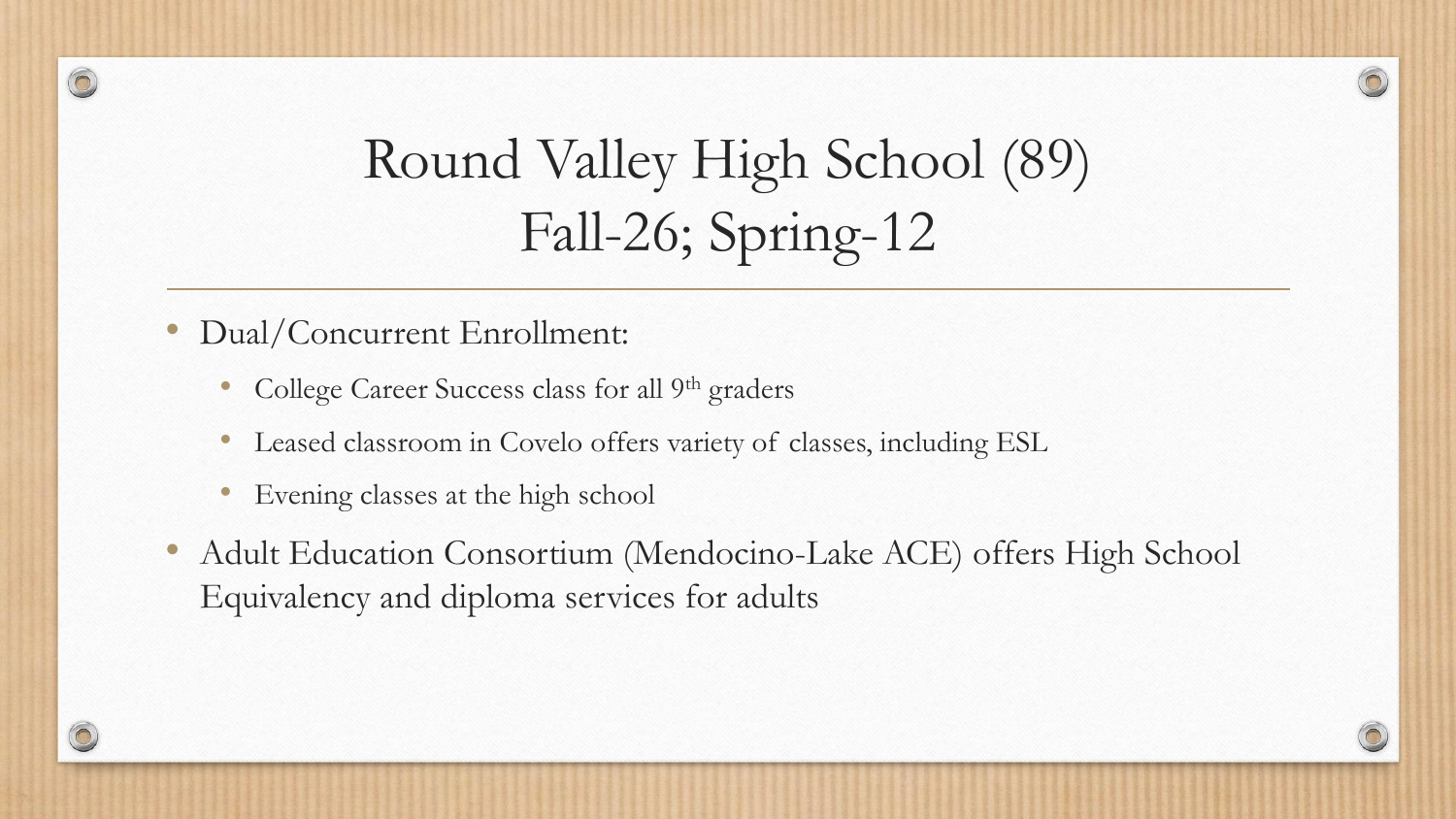# Round Valley High School (89)
# Fall-26; Spring-12

- Dual/Concurrent Enrollment:
  - College Career Success class for all 9th graders
  - Leased classroom in Covelo offers variety of classes, including ESL
  - Evening classes at the high school
- Adult Education Consortium (Mendocino-Lake ACE) offers High School Equivalency and diploma services for adults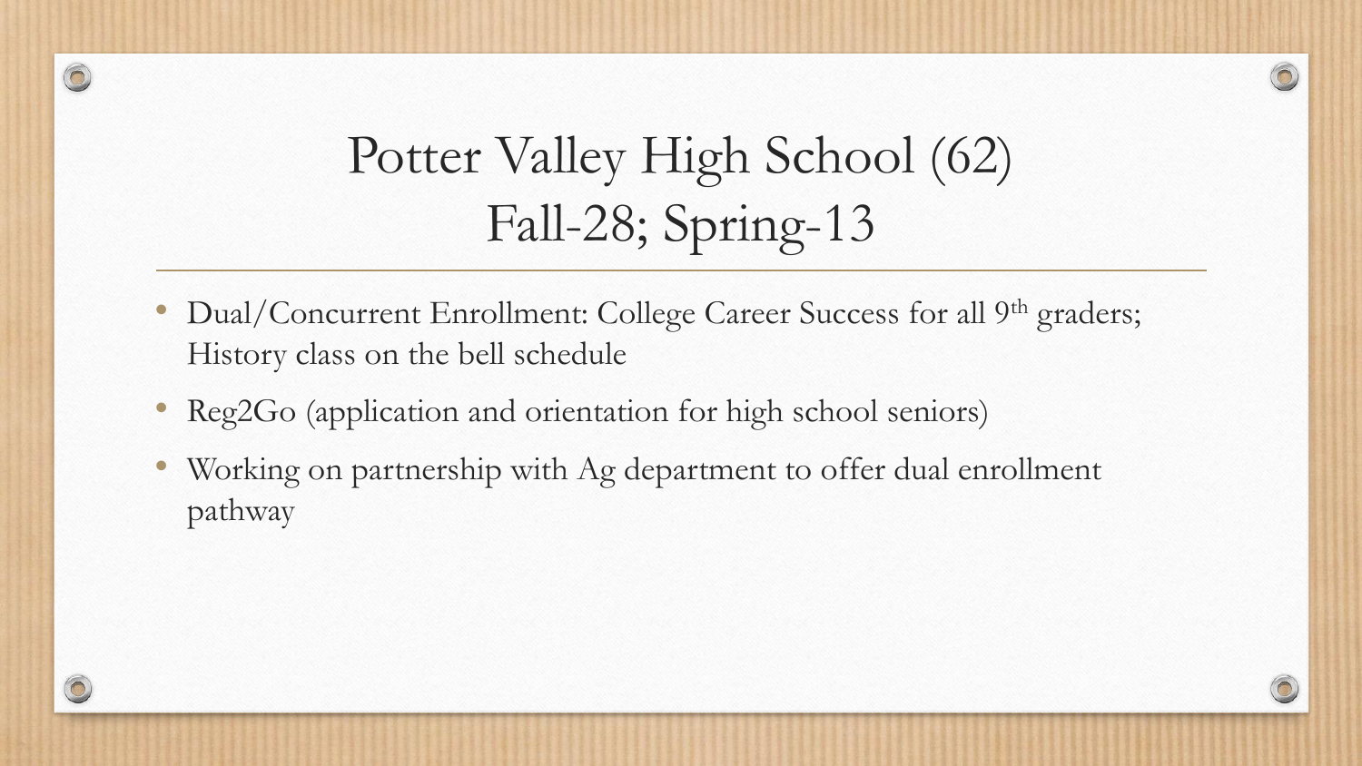# Potter Valley High School (62)
# Fall-28; Spring-13

- Dual/Concurrent Enrollment: College Career Success for all 9th graders; History class on the bell schedule
- Reg2Go (application and orientation for high school seniors)
- Working on partnership with Ag department to offer dual enrollment pathway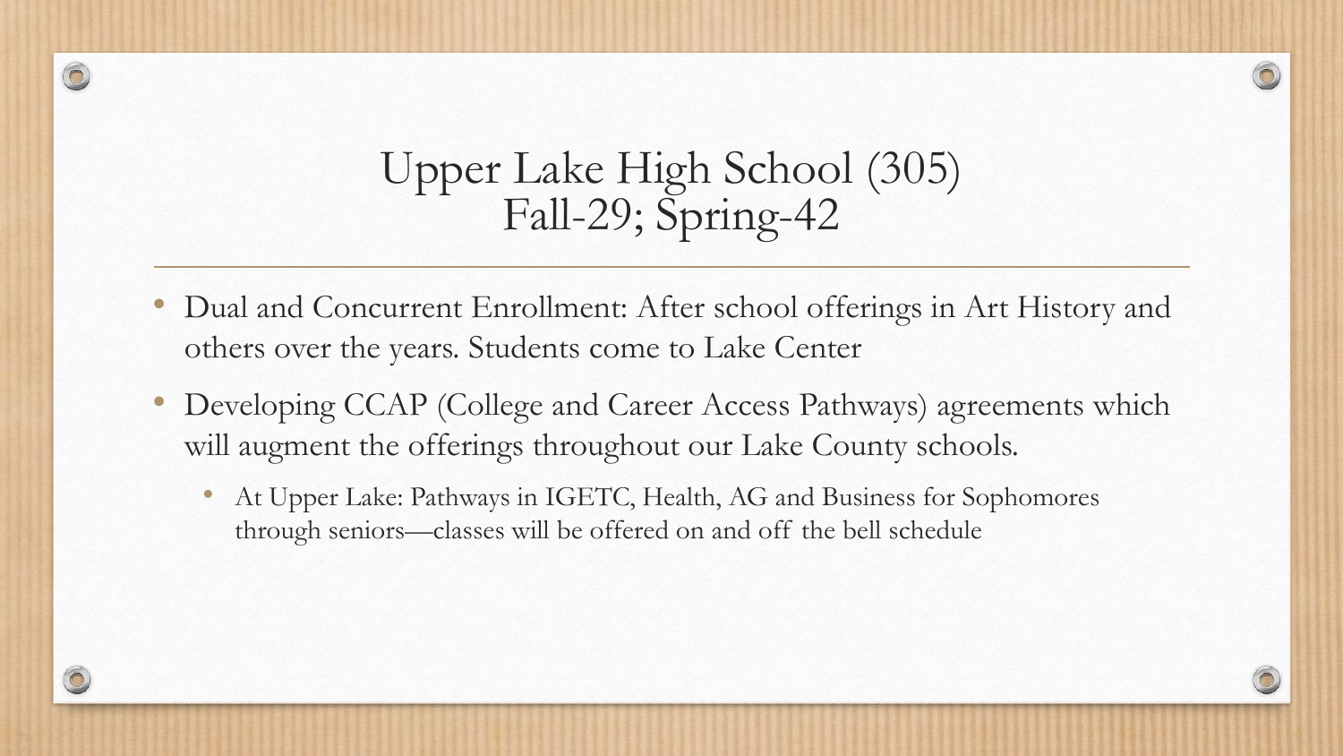# Upper Lake High School (305)
# Fall-29; Spring-42

- Dual and Concurrent Enrollment: After school offerings in Art History and others over the years. Students come to Lake Center
- Developing CCAP (College and Career Access Pathways) agreements which will augment the offerings throughout our Lake County schools.
  - At Upper Lake: Pathways in IGETC, Health, AG and Business for Sophomores through seniors—classes will be offered on and off the bell schedule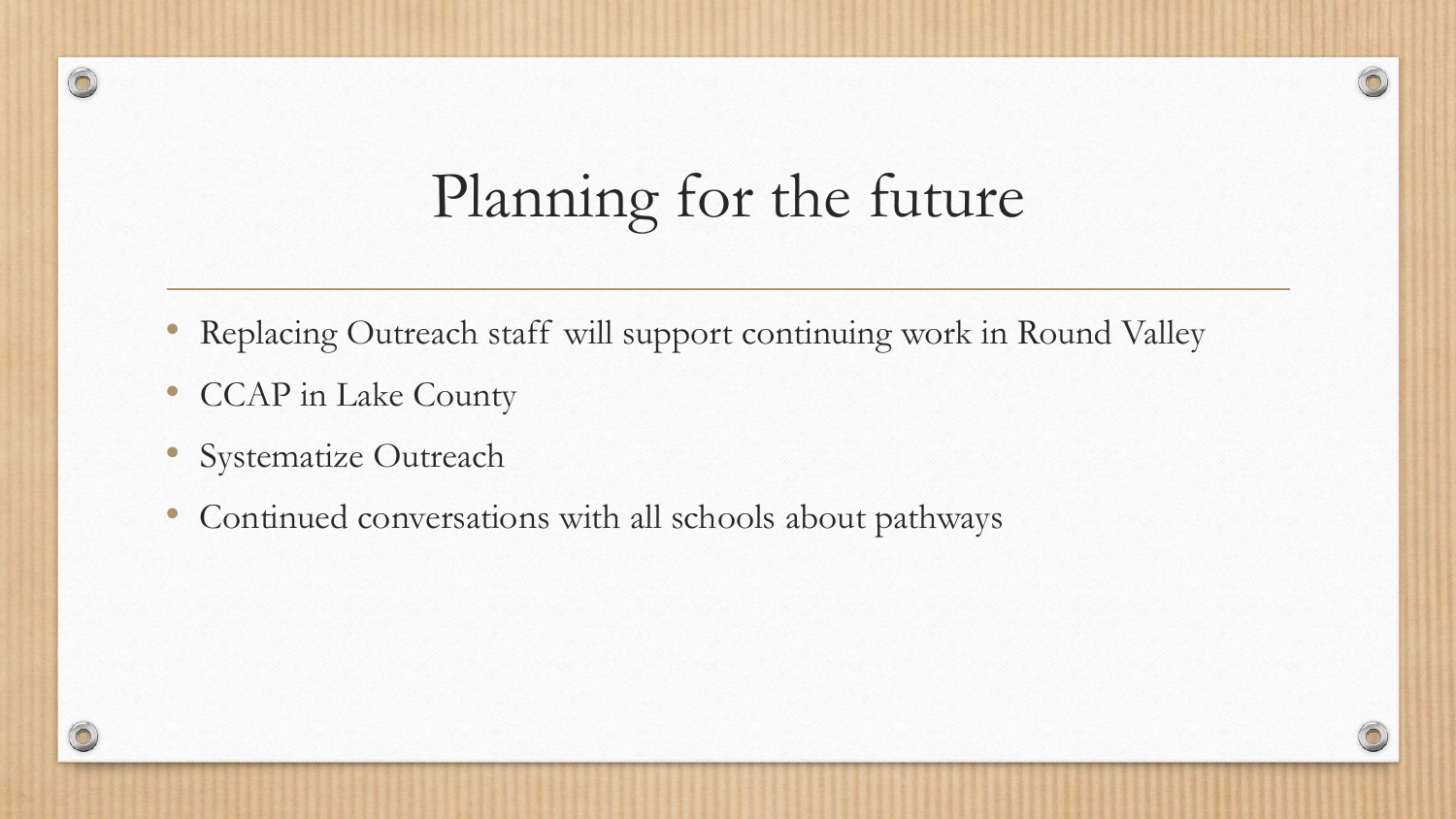# Planning for the future

- Replacing Outreach staff will support continuing work in Round Valley
- CCAP in Lake County
- Systematize Outreach
- Continued conversations with all schools about pathways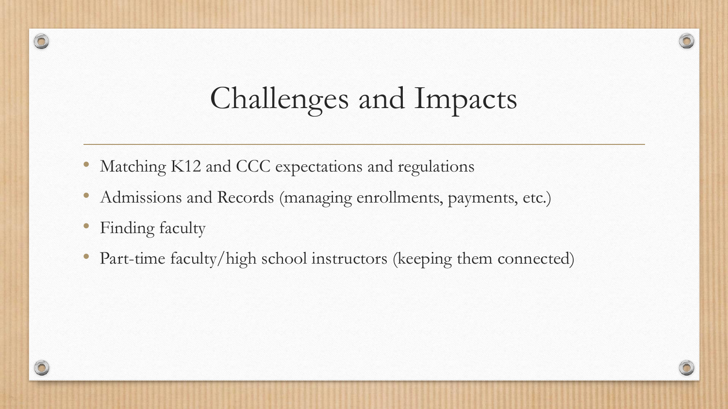# Challenges and Impacts

- Matching K12 and CCC expectations and regulations
- Admissions and Records (managing enrollments, payments, etc.)
- Finding faculty
- Part-time faculty/high school instructors (keeping them connected)